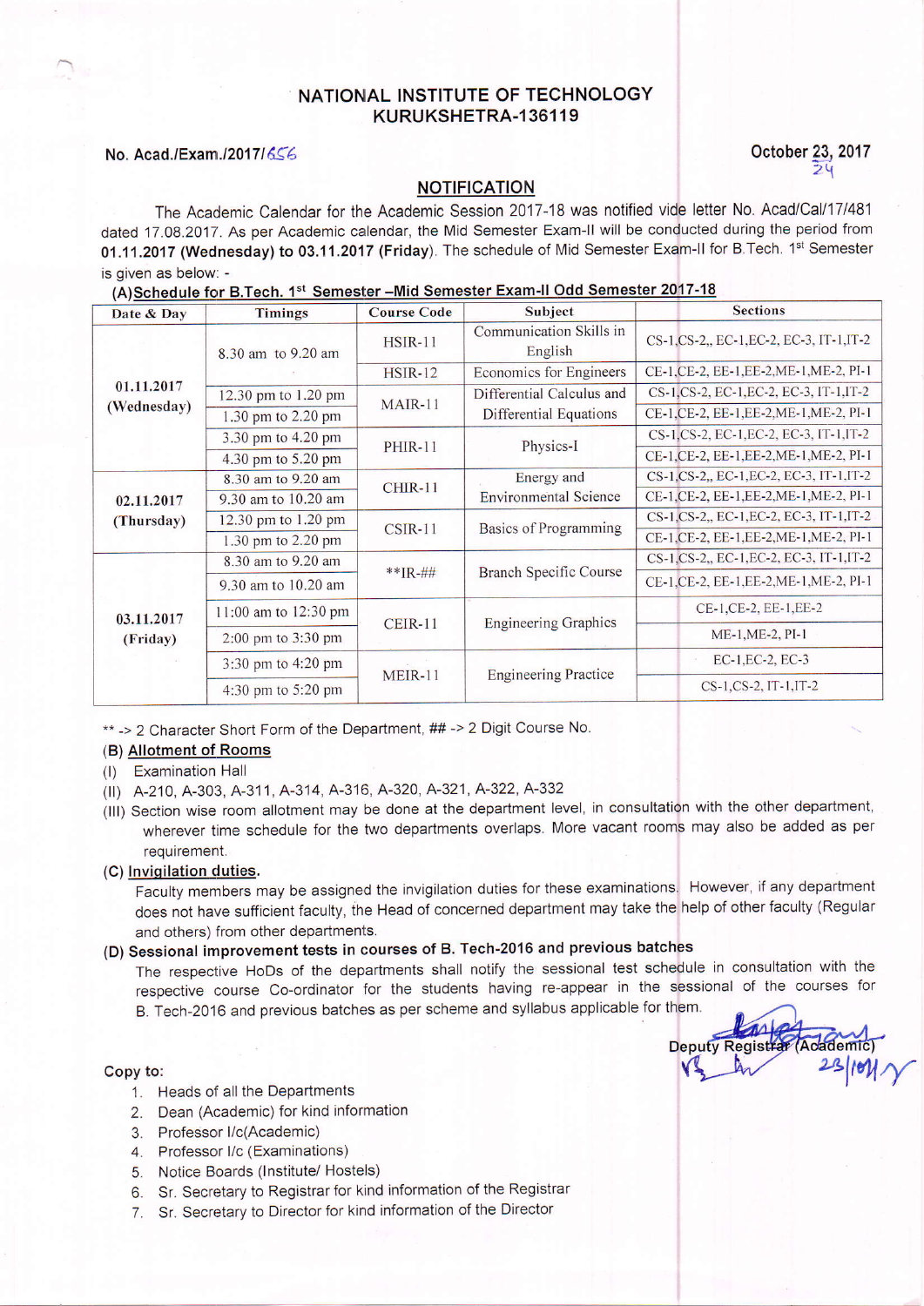# NATIONAL INSTITUTE OF TECHNOLOGY
## KURUKSHETRA-136119

No. Acad./Exam./2017/656

October 23, 2017
24

## NOTIFICATION

The Academic Calendar for the Academic Session 2017-18 was notified vide letter No. Acad/Cal/17/481 dated 17.08.2017. As per Academic calendar, the Mid Semester Exam-II will be conducted during the period from **01.11.2017 (Wednesday) to 03.11.2017 (Friday)**. The schedule of Mid Semester Exam-II for B.Tech. 1st Semester is given as below: -

**(A) Schedule for B.Tech. 1st Semester –Mid Semester Exam-II Odd Semester 2017-18**

| Date & Day | Timings | Course Code | Subject | Sections |
|---|---|---|---|---|
| 01.11.2017 (Wednesday) | 8.30 am to 9.20 am | HSIR-11 | Communication Skills in English | CS-1,CS-2,, EC-1,EC-2, EC-3, IT-1,IT-2 |
| | | HSIR-12 | Economics for Engineers | CE-1,CE-2, EE-1,EE-2,ME-1,ME-2, PI-1 |
| | 12.30 pm to 1.20 pm | MAIR-11 | Differential Calculus and Differential Equations | CS-1,CS-2, EC-1,EC-2, EC-3, IT-1,IT-2 |
| | 1.30 pm to 2.20 pm | | | CE-1,CE-2, EE-1,EE-2,ME-1,ME-2, PI-1 |
| | 3.30 pm to 4.20 pm | PHIR-11 | Physics-I | CS-1,CS-2, EC-1,EC-2, EC-3, IT-1,IT-2 |
| | 4.30 pm to 5.20 pm | | | CE-1,CE-2, EE-1,EE-2,ME-1,ME-2, PI-1 |
| 02.11.2017 (Thursday) | 8.30 am to 9.20 am | CHIR-11 | Energy and Environmental Science | CS-1,CS-2,, EC-1,EC-2, EC-3, IT-1,IT-2 |
| | 9.30 am to 10.20 am | | | CE-1,CE-2, EE-1,EE-2,ME-1,ME-2, PI-1 |
| | 12.30 pm to 1.20 pm | CSIR-11 | Basics of Programming | CS-1,CS-2,, EC-1,EC-2, EC-3, IT-1,IT-2 |
| | 1.30 pm to 2.20 pm | | | CE-1,CE-2, EE-1,EE-2,ME-1,ME-2, PI-1 |
| 03.11.2017 (Friday) | 8.30 am to 9.20 am | **IR-## | Branch Specific Course | CS-1,CS-2,, EC-1,EC-2, EC-3, IT-1,IT-2 |
| | 9.30 am to 10.20 am | | | CE-1,CE-2, EE-1,EE-2,ME-1,ME-2, PI-1 |
| | 11:00 am to 12:30 pm | CEIR-11 | Engineering Graphics | CE-1,CE-2, EE-1,EE-2 |
| | 2:00 pm to 3:30 pm | | | ME-1,ME-2, PI-1 |
| | 3:30 pm to 4:20 pm | MEIR-11 | Engineering Practice | EC-1,EC-2, EC-3 |
| | 4:30 pm to 5:20 pm | | | CS-1,CS-2, IT-1,IT-2 |

** -> 2 Character Short Form of the Department, ## -> 2 Digit Course No.

**(B) Allotment of Rooms**

(I) Examination Hall

(II) A-210, A-303, A-311, A-314, A-316, A-320, A-321, A-322, A-332

(III) Section wise room allotment may be done at the department level, in consultation with the other department, wherever time schedule for the two departments overlaps. More vacant rooms may also be added as per requirement.

**(C) Invigilation duties.**

Faculty members may be assigned the invigilation duties for these examinations. However, if any department does not have sufficient faculty, the Head of concerned department may take the help of other faculty (Regular and others) from other departments.

**(D) Sessional improvement tests in courses of B. Tech-2016 and previous batches**

The respective HoDs of the departments shall notify the sessional test schedule in consultation with the respective course Co-ordinator for the students having re-appear in the sessional of the courses for B. Tech-2016 and previous batches as per scheme and syllabus applicable for them.

Deputy Registrar (Academic)
23/10/17

Copy to:

1. Heads of all the Departments
2. Dean (Academic) for kind information
3. Professor I/c(Academic)
4. Professor I/c (Examinations)
5. Notice Boards (Institute/ Hostels)
6. Sr. Secretary to Registrar for kind information of the Registrar
7. Sr. Secretary to Director for kind information of the Director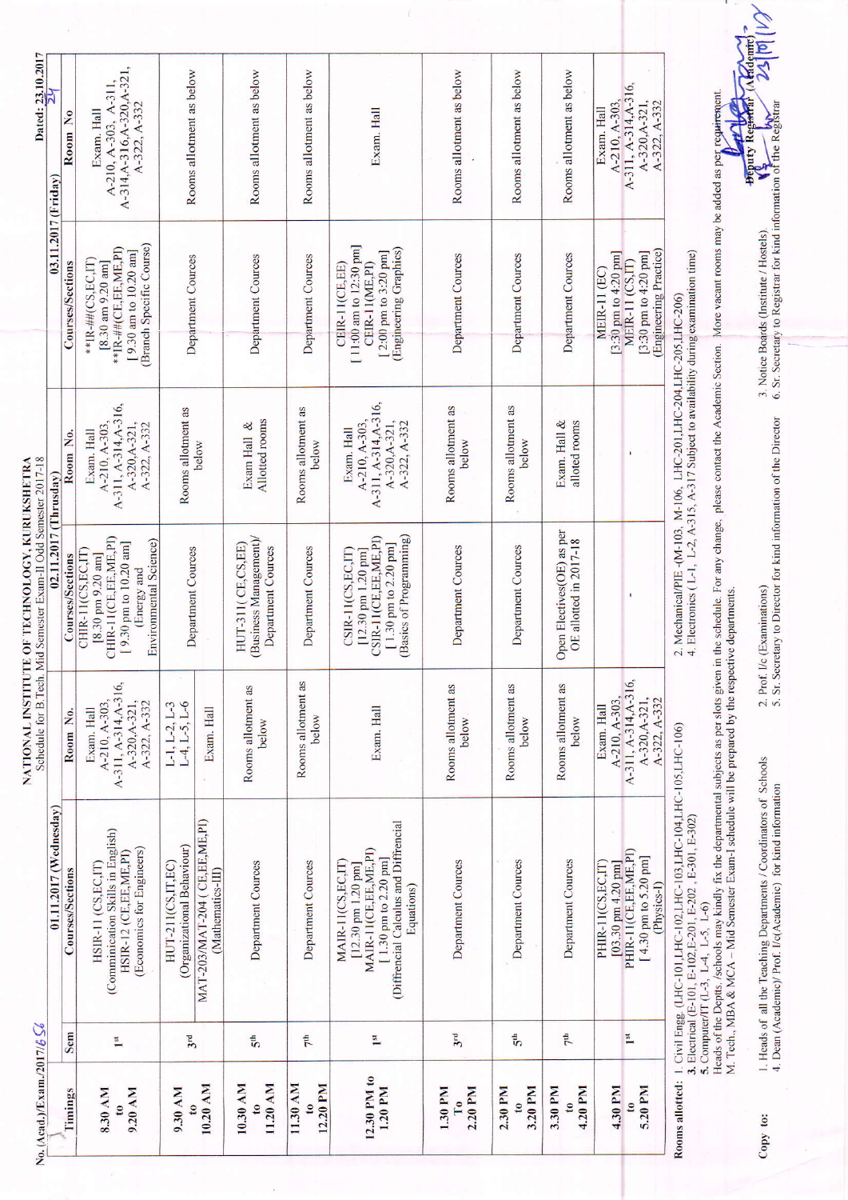No. (Acad.)/Exam./2017/1656

Dated: 23.10.2017

# NATIONAL INSTITUTE OF TECHNOLOGY, KURUKSHETRA

Schedule for B.Tech. Mid Semester Exam-II Odd Semester 2017-18

| Timings | Sem | 01.11.2017 (Wednesday) Courses/Sections | Room No. | 02.11.2017 (Thrusday) Courses/Sections | Room No. | 03.11.2017 (Friday) Courses/Sections | Room No |
|---|---|---|---|---|---|---|---|
| 8.30 AM to 9.20 AM | 1st | HSIR-11 (CS,EC,IT) (Comminication Skills in English) HSIR-12 (CE,EE,ME,PI) (Economics for Engineers) | Exam. Hall A-210, A-303, A-311, A-314,A-316, A-320,A-321, A-322, A-332 | CHIR-11(CS,EC,IT) [8.30 pm 9.20 am] CHIR-11(CE,EE,ME,PI) [ 9.30 pm to 10.20 am] (Energy and Environmental Science) | Exam. Hall A-210, A-303, A-311, A-314,A-316, A-320,A-321, A-322, A-332 | **IR-##(CS,EC,IT) [8.30 am 9.20 am] **IR-##(CE,EE,ME,PI) [ 9.30 am to 10.20 am] (Branch Specific Course) | Exam. Hall A-210, A-303, A-311, A-314,A-316,A-320,A-321, A-322, A-332 |
| 9.30 AM to 10.20 AM | 3rd | HUT-211(CS,IT,EC) (Organizational Behaviour) | L-1, L-2, L-3 L-4, L-5, L-6 | Department Cources | Rooms allotment as below | Department Cources | Rooms allotment as below |
| | | MAT-203/MAT-204 ( CE,EE,ME,PI) (Mathematics-III) | Exam. Hall | | | | |
| 10.30 AM to 11.20 AM | 5th | Department Cources | Rooms allotment as below | HUT-311( CE,CS,EE) (Business Management)/ Department Cources | Exam Hall & Allotted rooms | Department Cources | Rooms allotment as below |
| 11.30 AM to 12.20 PM | 7th | Department Cources | Rooms allotment as below | Department Cources | Rooms allotment as below | Department Cources | Rooms allotment as below |
| 12.30 PM to 1.20 PM | 1st | MAIR-11(CS,EC,IT) [12.30 pm 1.20 pm] MAIR-11(CE,EE,ME,PI) [ 1.30 pm to 2.20 pm] (Diffrencial Calculus and Diffrencial Equations) | Exam. Hall | CSIR-11(CS,EC,IT) [12.30 pm 1.20 pm] CSIR-11(CE,EE,ME,PI) [ 1.30 pm to 2.20 pm] (Basics of Programming) | Exam. Hall A-210, A-303, A-311, A-314,A-316, A-320,A-321, A-322, A-332 | CEIR-11(CE,EE) [ 11:00 am to 12:30 pm] CEIR-11(ME,PI) [ 2:00 pm to 3:20 pm] (Engineering Graphics) | Exam. Hall |
| 1.30 PM To 2.20 PM | 3rd | Department Cources | Rooms allotment as below | Department Cources | Rooms allotment as below | Department Cources | Rooms allotment as below |
| 2.30 PM to 3.20 PM | 5th | Department Cources | Rooms allotment as below | Department Cources | Rooms allotment as below | Department Cources | Rooms allotment as below |
| 3.30 PM to 4.20 PM | 7th | Department Cources | Rooms allotment as below | Open Electives(OE) as per OE allotted in 2017-18 | Exam. Hall & alloted rooms | Department Cources | Rooms allotment as below |
| 4.30 PM to 5.20 PM | 1st | PHIR-11(CS,EC,IT) [03.30 pm 4.20 pm] PHIR-11(CE,EE,ME,PI) [ 4.30 pm to 5.20 pm] (Physics-I) | Exam. Hall A-210, A-303, A-311, A-314,A-316, A-320,A-321, A-322, A-332 | - | - | MEIR-11 (EC) [3:30 pm to 4:20 pm] MEIR-11 (CS,IT) [3:30 pm to 4:20 pm] (Engineering Practice) | Exam. Hall A-210, A-303, A-311, A-314,A-316, A-320,A-321, A-322, A-332 |

**Rooms allotted:** 1. Civil Engg. (LHC-101,LHC-102,LHC-103,LHC-104,LHC-105,LHC-106) 2. Mechanical/PIE -(M-103, M-106, LHC-201,LHC-204,LHC-205,LHC-206)
3. Electrical (E-101, E-102,E-201, E-202 , E-301, E-302) 4. Electronics ( L-1, L-2, A-315, A-317 Subject to availability during examination time)
5. Computer/IT (L-3, L-4, L-5, L-6)

Heads of the Deptts. /schools may kindly fix the departmental subjects as per slots given in the schedule. For any change, please contact the Academic Section. More vacant rooms may be added as per requirement.
M. Tech., MBA & MCA – Mid Semester Exam-I schedule will be prepared by the respective departments.

Deputy Registrar (Academic)
23/10/17

**Copy to:**

1. Heads of all the Teaching Departments / Coordinators of Schools
2. Prof. I/c (Examinations)
3. Notice Boards (Institute / Hostels)
4. Dean (Academic)/ Prof. I/c(Academic) for kind information
5. Sr. Secretary to Director for kind information of the Director
6. Sr. Secretary to Registrar for kind information of the Registrar